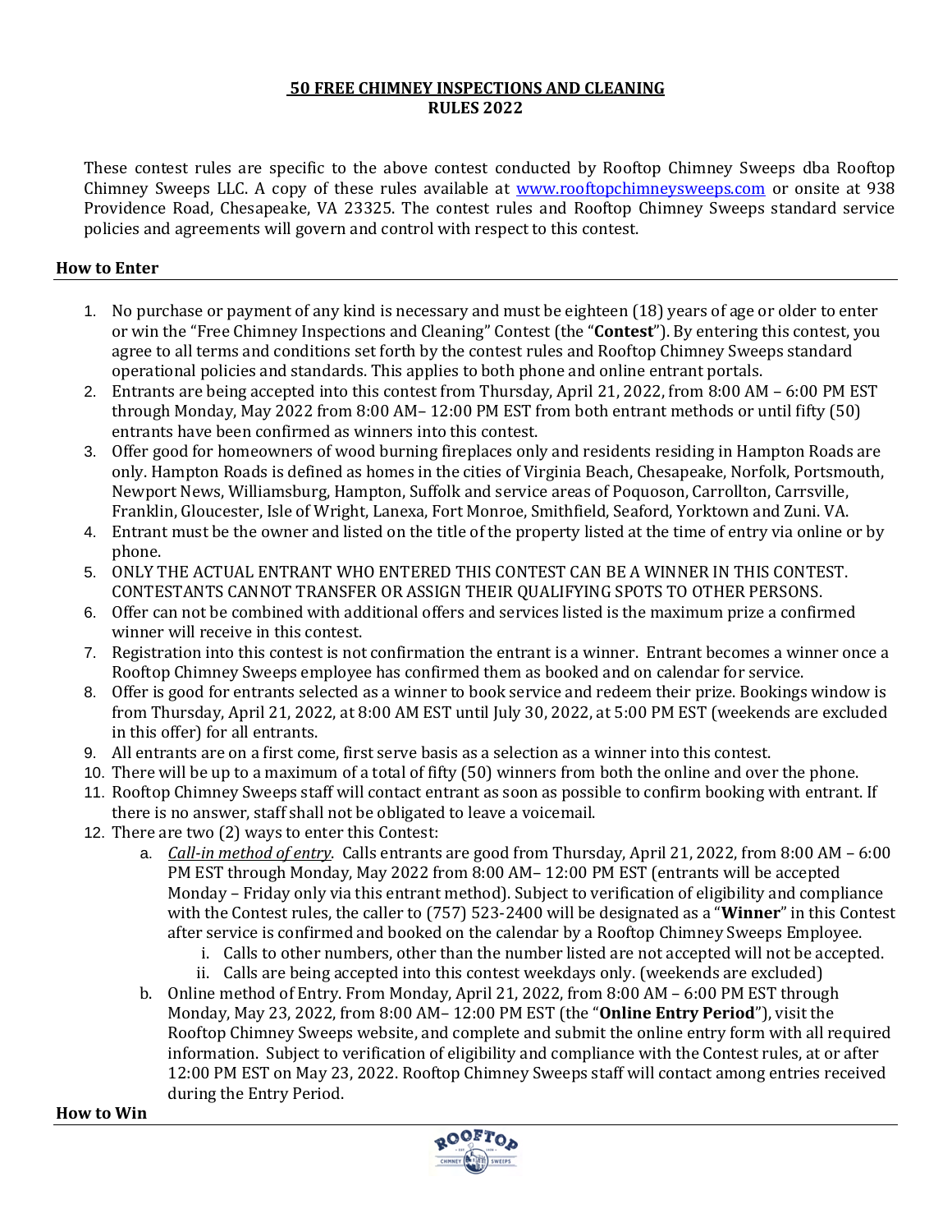# 50 FREE CHIMNEY INSPECTIONS AND CLEANING
# RULES 2022

These contest rules are specific to the above contest conducted by Rooftop Chimney Sweeps dba Rooftop Chimney Sweeps LLC. A copy of these rules available at [www.rooftopchimneysweeps.com](http://www.rooftopchimneysweeps.com) or onsite at 938 Providence Road, Chesapeake, VA 23325. The contest rules and Rooftop Chimney Sweeps standard service policies and agreements will govern and control with respect to this contest.

## How to Enter

1. No purchase or payment of any kind is necessary and must be eighteen (18) years of age or older to enter or win the "Free Chimney Inspections and Cleaning" Contest (the "**Contest**"). By entering this contest, you agree to all terms and conditions set forth by the contest rules and Rooftop Chimney Sweeps standard operational policies and standards. This applies to both phone and online entrant portals.
2. Entrants are being accepted into this contest from Thursday, April 21, 2022, from 8:00 AM – 6:00 PM EST through Monday, May 2022 from 8:00 AM– 12:00 PM EST from both entrant methods or until fifty (50) entrants have been confirmed as winners into this contest.
3. Offer good for homeowners of wood burning fireplaces only and residents residing in Hampton Roads are only. Hampton Roads is defined as homes in the cities of Virginia Beach, Chesapeake, Norfolk, Portsmouth, Newport News, Williamsburg, Hampton, Suffolk and service areas of Poquoson, Carrollton, Carrsville, Franklin, Gloucester, Isle of Wright, Lanexa, Fort Monroe, Smithfield, Seaford, Yorktown and Zuni. VA.
4. Entrant must be the owner and listed on the title of the property listed at the time of entry via online or by phone.
5. ONLY THE ACTUAL ENTRANT WHO ENTERED THIS CONTEST CAN BE A WINNER IN THIS CONTEST. CONTESTANTS CANNOT TRANSFER OR ASSIGN THEIR QUALIFYING SPOTS TO OTHER PERSONS.
6. Offer can not be combined with additional offers and services listed is the maximum prize a confirmed winner will receive in this contest.
7. Registration into this contest is not confirmation the entrant is a winner. Entrant becomes a winner once a Rooftop Chimney Sweeps employee has confirmed them as booked and on calendar for service.
8. Offer is good for entrants selected as a winner to book service and redeem their prize. Bookings window is from Thursday, April 21, 2022, at 8:00 AM EST until July 30, 2022, at 5:00 PM EST (weekends are excluded in this offer) for all entrants.
9. All entrants are on a first come, first serve basis as a selection as a winner into this contest.
10. There will be up to a maximum of a total of fifty (50) winners from both the online and over the phone.
11. Rooftop Chimney Sweeps staff will contact entrant as soon as possible to confirm booking with entrant. If there is no answer, staff shall not be obligated to leave a voicemail.
12. There are two (2) ways to enter this Contest:
    a. *Call-in method of entry*. Calls entrants are good from Thursday, April 21, 2022, from 8:00 AM – 6:00 PM EST through Monday, May 2022 from 8:00 AM– 12:00 PM EST (entrants will be accepted Monday – Friday only via this entrant method). Subject to verification of eligibility and compliance with the Contest rules, the caller to (757) 523-2400 will be designated as a "**Winner**" in this Contest after service is confirmed and booked on the calendar by a Rooftop Chimney Sweeps Employee.
        i. Calls to other numbers, other than the number listed are not accepted will not be accepted.
        ii. Calls are being accepted into this contest weekdays only. (weekends are excluded)
    b. Online method of Entry. From Monday, April 21, 2022, from 8:00 AM – 6:00 PM EST through Monday, May 23, 2022, from 8:00 AM– 12:00 PM EST (the "**Online Entry Period**"), visit the Rooftop Chimney Sweeps website, and complete and submit the online entry form with all required information. Subject to verification of eligibility and compliance with the Contest rules, at or after 12:00 PM EST on May 23, 2022. Rooftop Chimney Sweeps staff will contact among entries received during the Entry Period.

## How to Win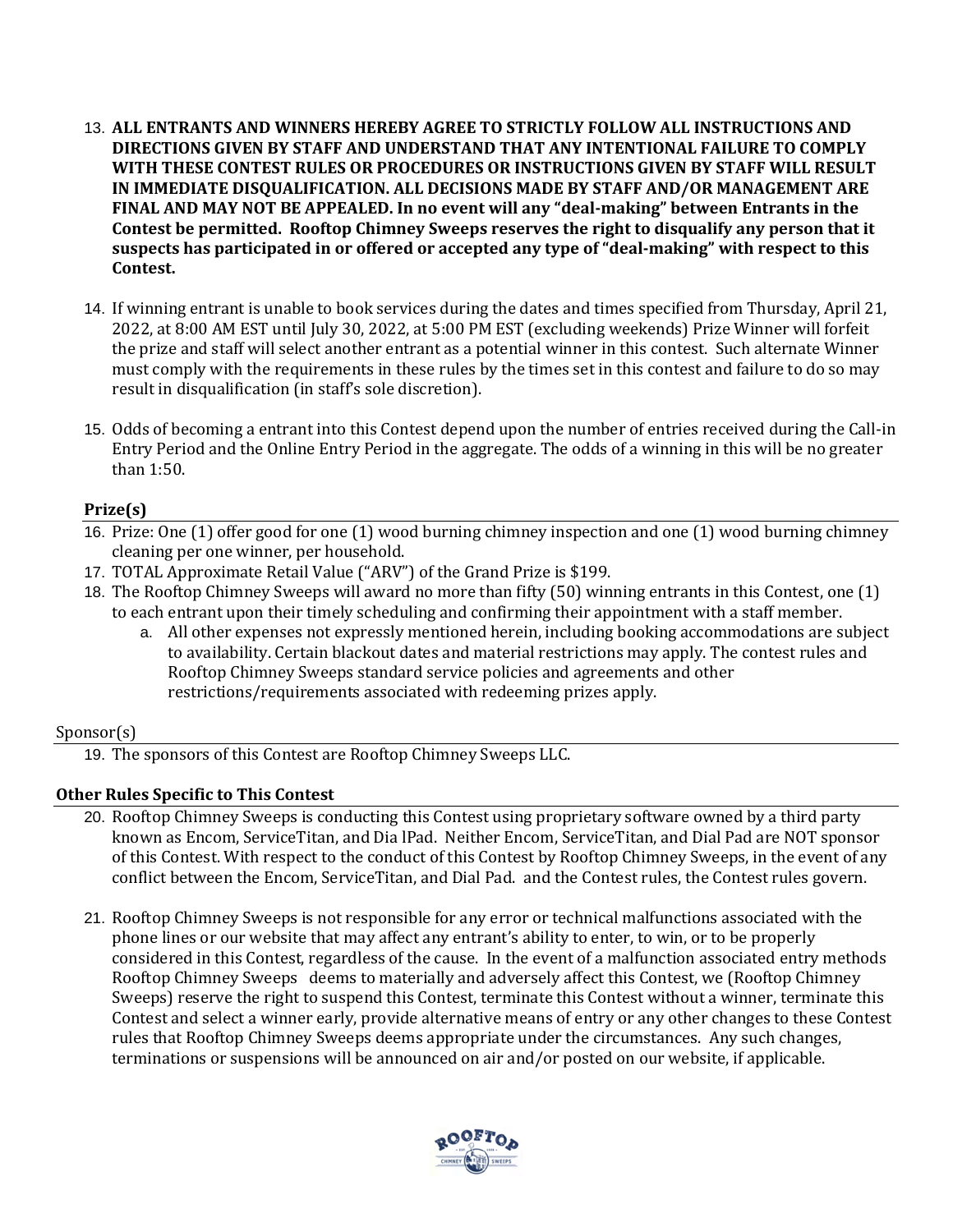13. **ALL ENTRANTS AND WINNERS HEREBY AGREE TO STRICTLY FOLLOW ALL INSTRUCTIONS AND DIRECTIONS GIVEN BY STAFF AND UNDERSTAND THAT ANY INTENTIONAL FAILURE TO COMPLY WITH THESE CONTEST RULES OR PROCEDURES OR INSTRUCTIONS GIVEN BY STAFF WILL RESULT IN IMMEDIATE DISQUALIFICATION. ALL DECISIONS MADE BY STAFF AND/OR MANAGEMENT ARE FINAL AND MAY NOT BE APPEALED. In no event will any "deal-making" between Entrants in the Contest be permitted. Rooftop Chimney Sweeps reserves the right to disqualify any person that it suspects has participated in or offered or accepted any type of "deal-making" with respect to this Contest.**

14. If winning entrant is unable to book services during the dates and times specified from Thursday, April 21, 2022, at 8:00 AM EST until July 30, 2022, at 5:00 PM EST (excluding weekends) Prize Winner will forfeit the prize and staff will select another entrant as a potential winner in this contest. Such alternate Winner must comply with the requirements in these rules by the times set in this contest and failure to do so may result in disqualification (in staff's sole discretion).

15. Odds of becoming a entrant into this Contest depend upon the number of entries received during the Call-in Entry Period and the Online Entry Period in the aggregate. The odds of a winning in this will be no greater than 1:50.

## Prize(s)

16. Prize: One (1) offer good for one (1) wood burning chimney inspection and one (1) wood burning chimney cleaning per one winner, per household.
17. TOTAL Approximate Retail Value ("ARV") of the Grand Prize is $199.
18. The Rooftop Chimney Sweeps will award no more than fifty (50) winning entrants in this Contest, one (1) to each entrant upon their timely scheduling and confirming their appointment with a staff member.
    a. All other expenses not expressly mentioned herein, including booking accommodations are subject to availability. Certain blackout dates and material restrictions may apply. The contest rules and Rooftop Chimney Sweeps standard service policies and agreements and other restrictions/requirements associated with redeeming prizes apply.

## Sponsor(s)

19. The sponsors of this Contest are Rooftop Chimney Sweeps LLC.

## Other Rules Specific to This Contest

20. Rooftop Chimney Sweeps is conducting this Contest using proprietary software owned by a third party known as Encom, ServiceTitan, and Dia lPad. Neither Encom, ServiceTitan, and Dial Pad are NOT sponsor of this Contest. With respect to the conduct of this Contest by Rooftop Chimney Sweeps, in the event of any conflict between the Encom, ServiceTitan, and Dial Pad. and the Contest rules, the Contest rules govern.

21. Rooftop Chimney Sweeps is not responsible for any error or technical malfunctions associated with the phone lines or our website that may affect any entrant's ability to enter, to win, or to be properly considered in this Contest, regardless of the cause. In the event of a malfunction associated entry methods Rooftop Chimney Sweeps deems to materially and adversely affect this Contest, we (Rooftop Chimney Sweeps) reserve the right to suspend this Contest, terminate this Contest without a winner, terminate this Contest and select a winner early, provide alternative means of entry or any other changes to these Contest rules that Rooftop Chimney Sweeps deems appropriate under the circumstances. Any such changes, terminations or suspensions will be announced on air and/or posted on our website, if applicable.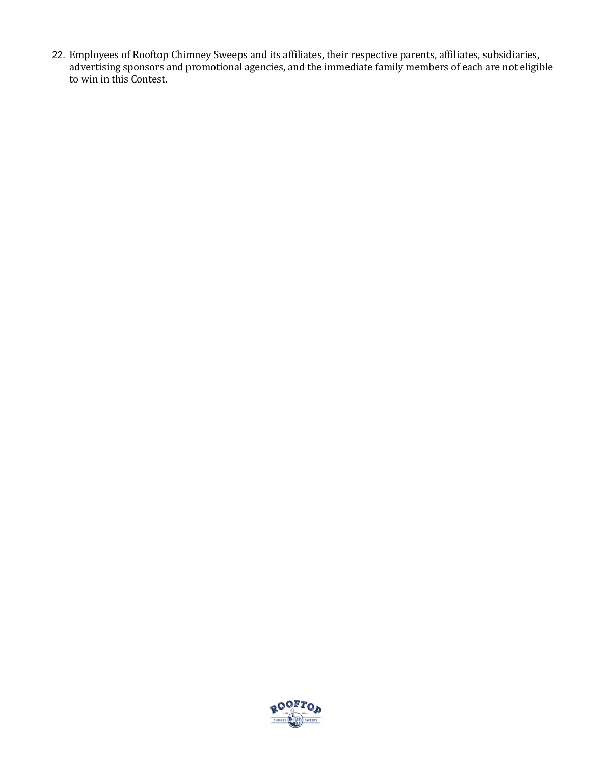22. Employees of Rooftop Chimney Sweeps and its affiliates, their respective parents, affiliates, subsidiaries, advertising sponsors and promotional agencies, and the immediate family members of each are not eligible to win in this Contest.